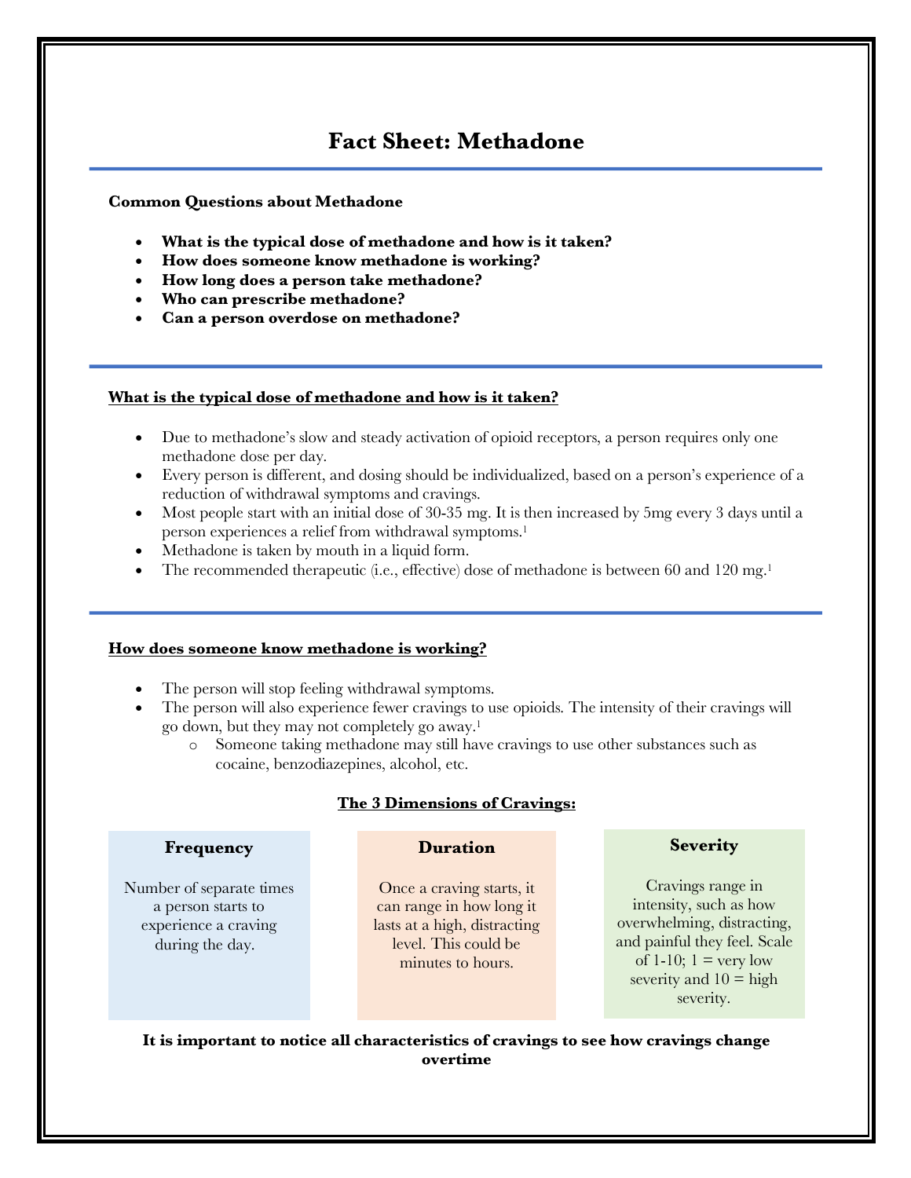# Fact Sheet: Methadone

**Common Questions about Methadone**

- **What is the typical dose of methadone and how is it taken?**
- **How does someone know methadone is working?**
- **How long does a person take methadone?**
- **Who can prescribe methadone?**
- **Can a person overdose on methadone?**

## What is the typical dose of methadone and how is it taken?

- Due to methadone's slow and steady activation of opioid receptors, a person requires only one methadone dose per day.
- Every person is different, and dosing should be individualized, based on a person's experience of a reduction of withdrawal symptoms and cravings.
- Most people start with an initial dose of 30-35 mg. It is then increased by 5mg every 3 days until a person experiences a relief from withdrawal symptoms.[1]
- Methadone is taken by mouth in a liquid form.
- The recommended therapeutic (i.e., effective) dose of methadone is between 60 and 120 mg.[1]

## How does someone know methadone is working?

- The person will stop feeling withdrawal symptoms.
- The person will also experience fewer cravings to use opioids. The intensity of their cravings will go down, but they may not completely go away.[1]
  - Someone taking methadone may still have cravings to use other substances such as cocaine, benzodiazepines, alcohol, etc.

### The 3 Dimensions of Cravings:

| Frequency | Duration | Severity |
|---|---|---|
| Number of separate times a person starts to experience a craving during the day. | Once a craving starts, it can range in how long it lasts at a high, distracting level. This could be minutes to hours. | Cravings range in intensity, such as how overwhelming, distracting, and painful they feel. Scale of 1-10; 1 = very low severity and 10 = high severity. |

**It is important to notice all characteristics of cravings to see how cravings change overtime**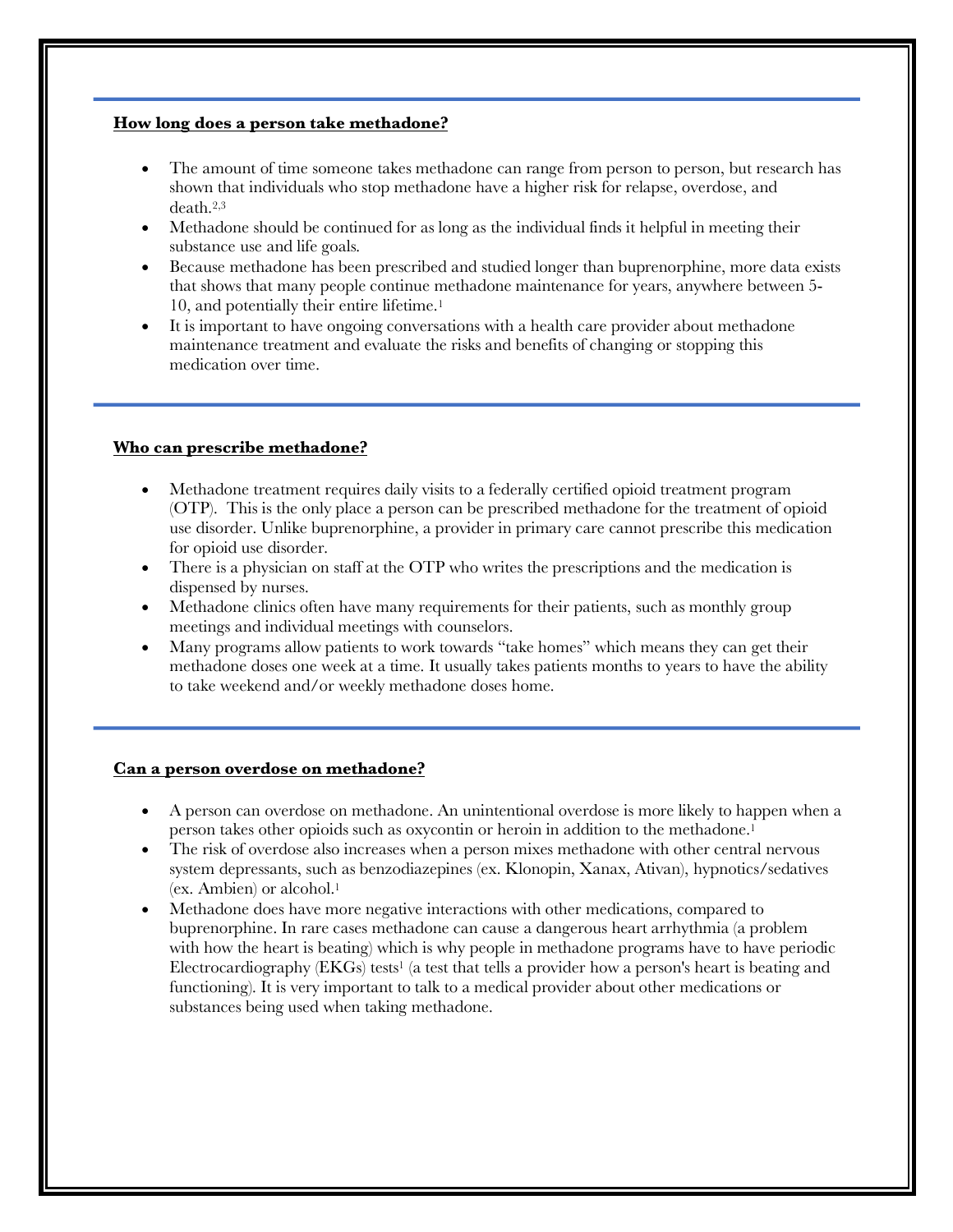## **How long does a person take methadone?**

- The amount of time someone takes methadone can range from person to person, but research has shown that individuals who stop methadone have a higher risk for relapse, overdose, and death.[2,3]
- Methadone should be continued for as long as the individual finds it helpful in meeting their substance use and life goals.
- Because methadone has been prescribed and studied longer than buprenorphine, more data exists that shows that many people continue methadone maintenance for years, anywhere between 5-10, and potentially their entire lifetime.[1]
- It is important to have ongoing conversations with a health care provider about methadone maintenance treatment and evaluate the risks and benefits of changing or stopping this medication over time.

## **Who can prescribe methadone?**

- Methadone treatment requires daily visits to a federally certified opioid treatment program (OTP). This is the only place a person can be prescribed methadone for the treatment of opioid use disorder. Unlike buprenorphine, a provider in primary care cannot prescribe this medication for opioid use disorder.
- There is a physician on staff at the OTP who writes the prescriptions and the medication is dispensed by nurses.
- Methadone clinics often have many requirements for their patients, such as monthly group meetings and individual meetings with counselors.
- Many programs allow patients to work towards "take homes" which means they can get their methadone doses one week at a time. It usually takes patients months to years to have the ability to take weekend and/or weekly methadone doses home.

## **Can a person overdose on methadone?**

- A person can overdose on methadone. An unintentional overdose is more likely to happen when a person takes other opioids such as oxycontin or heroin in addition to the methadone.[1]
- The risk of overdose also increases when a person mixes methadone with other central nervous system depressants, such as benzodiazepines (ex. Klonopin, Xanax, Ativan), hypnotics/sedatives (ex. Ambien) or alcohol.[1]
- Methadone does have more negative interactions with other medications, compared to buprenorphine. In rare cases methadone can cause a dangerous heart arrhythmia (a problem with how the heart is beating) which is why people in methadone programs have to have periodic Electrocardiography (EKGs) tests[1] (a test that tells a provider how a person's heart is beating and functioning). It is very important to talk to a medical provider about other medications or substances being used when taking methadone.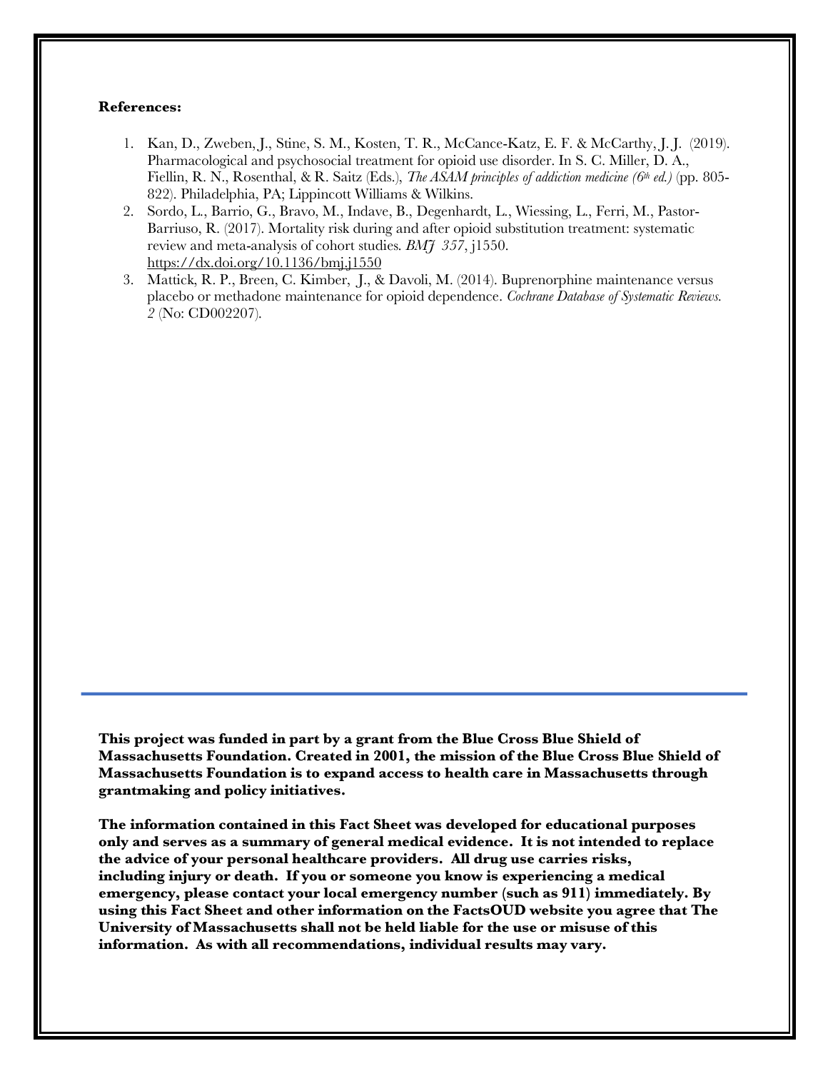**References:**

1. Kan, D., Zweben, J., Stine, S. M., Kosten, T. R., McCance-Katz, E. F. & McCarthy, J. J. (2019). Pharmacological and psychosocial treatment for opioid use disorder. In S. C. Miller, D. A., Fiellin, R. N., Rosenthal, & R. Saitz (Eds.), *The ASAM principles of addiction medicine (6th ed.)* (pp. 805-822). Philadelphia, PA; Lippincott Williams & Wilkins.
2. Sordo, L., Barrio, G., Bravo, M., Indave, B., Degenhardt, L., Wiessing, L., Ferri, M., Pastor-Barriuso, R. (2017). Mortality risk during and after opioid substitution treatment: systematic review and meta-analysis of cohort studies. *BMJ 357*, j1550. https://dx.doi.org/10.1136/bmj.j1550
3. Mattick, R. P., Breen, C. Kimber, J., & Davoli, M. (2014). Buprenorphine maintenance versus placebo or methadone maintenance for opioid dependence. *Cochrane Database of Systematic Reviews. 2* (No: CD002207).

---

**This project was funded in part by a grant from the Blue Cross Blue Shield of Massachusetts Foundation. Created in 2001, the mission of the Blue Cross Blue Shield of Massachusetts Foundation is to expand access to health care in Massachusetts through grantmaking and policy initiatives.**

**The information contained in this Fact Sheet was developed for educational purposes only and serves as a summary of general medical evidence. It is not intended to replace the advice of your personal healthcare providers. All drug use carries risks, including injury or death. If you or someone you know is experiencing a medical emergency, please contact your local emergency number (such as 911) immediately. By using this Fact Sheet and other information on the FactsOUD website you agree that The University of Massachusetts shall not be held liable for the use or misuse of this information. As with all recommendations, individual results may vary.**